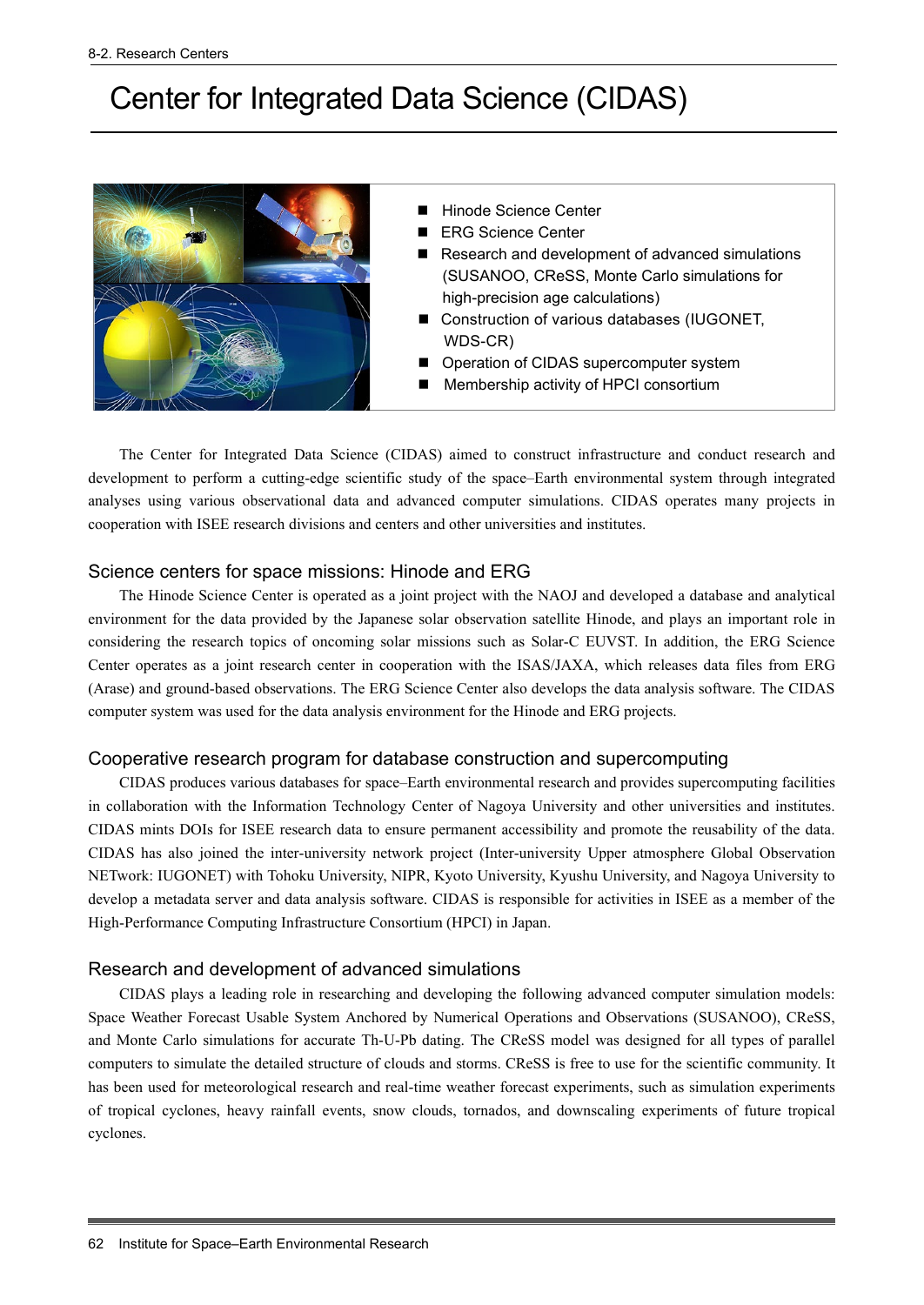# Center for Integrated Data Science (CIDAS)

- Hinode Science Center
- ERG Science Center
- Research and development of advanced simulations (SUSANOO, CReSS, Monte Carlo simulations for high-precision age calculations)
- Construction of various databases (IUGONET, WDS-CR)
- Operation of CIDAS supercomputer system
- Membership activity of HPCI consortium

The Center for Integrated Data Science (CIDAS) aimed to construct infrastructure and conduct research and development to perform a cutting-edge scientific study of the space–Earth environmental system through integrated analyses using various observational data and advanced computer simulations. CIDAS operates many projects in cooperation with ISEE research divisions and centers and other universities and institutes.

## Science centers for space missions: Hinode and ERG

The Hinode Science Center is operated as a joint project with the NAOJ and developed a database and analytical environment for the data provided by the Japanese solar observation satellite Hinode, and plays an important role in considering the research topics of oncoming solar missions such as Solar-C EUVST. In addition, the ERG Science Center operates as a joint research center in cooperation with the ISAS/JAXA, which releases data files from ERG (Arase) and ground-based observations. The ERG Science Center also develops the data analysis software. The CIDAS computer system was used for the data analysis environment for the Hinode and ERG projects.

## Cooperative research program for database construction and supercomputing

CIDAS produces various databases for space–Earth environmental research and provides supercomputing facilities in collaboration with the Information Technology Center of Nagoya University and other universities and institutes. CIDAS mints DOIs for ISEE research data to ensure permanent accessibility and promote the reusability of the data. CIDAS has also joined the inter-university network project (Inter-university Upper atmosphere Global Observation NETwork: IUGONET) with Tohoku University, NIPR, Kyoto University, Kyushu University, and Nagoya University to develop a metadata server and data analysis software. CIDAS is responsible for activities in ISEE as a member of the High-Performance Computing Infrastructure Consortium (HPCI) in Japan.

## Research and development of advanced simulations

CIDAS plays a leading role in researching and developing the following advanced computer simulation models: Space Weather Forecast Usable System Anchored by Numerical Operations and Observations (SUSANOO), CReSS, and Monte Carlo simulations for accurate Th-U-Pb dating. The CReSS model was designed for all types of parallel computers to simulate the detailed structure of clouds and storms. CReSS is free to use for the scientific community. It has been used for meteorological research and real-time weather forecast experiments, such as simulation experiments of tropical cyclones, heavy rainfall events, snow clouds, tornados, and downscaling experiments of future tropical cyclones.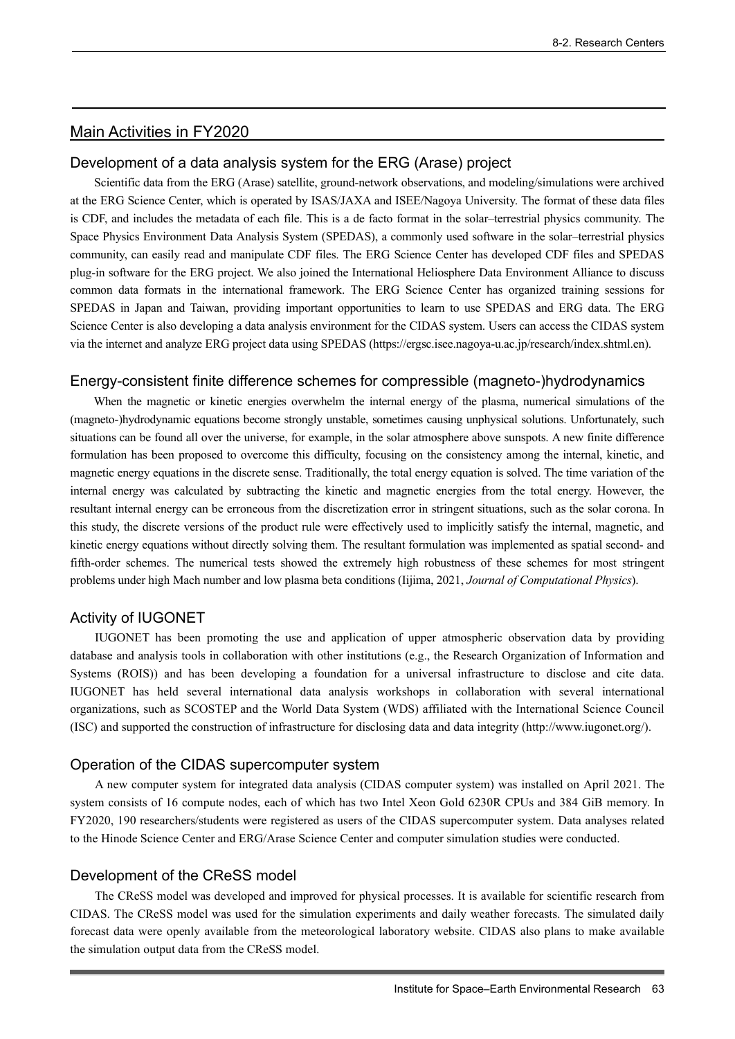## Main Activities in FY2020

### Development of a data analysis system for the ERG (Arase) project

Scientific data from the ERG (Arase) satellite, ground-network observations, and modeling/simulations were archived at the ERG Science Center, which is operated by ISAS/JAXA and ISEE/Nagoya University. The format of these data files is CDF, and includes the metadata of each file. This is a de facto format in the solar–terrestrial physics community. The Space Physics Environment Data Analysis System (SPEDAS), a commonly used software in the solar–terrestrial physics community, can easily read and manipulate CDF files. The ERG Science Center has developed CDF files and SPEDAS plug-in software for the ERG project. We also joined the International Heliosphere Data Environment Alliance to discuss common data formats in the international framework. The ERG Science Center has organized training sessions for SPEDAS in Japan and Taiwan, providing important opportunities to learn to use SPEDAS and ERG data. The ERG Science Center is also developing a data analysis environment for the CIDAS system. Users can access the CIDAS system via the internet and analyze ERG project data using SPEDAS (https://ergsc.isee.nagoya-u.ac.jp/research/index.shtml.en).

### Energy-consistent finite difference schemes for compressible (magneto-)hydrodynamics

When the magnetic or kinetic energies overwhelm the internal energy of the plasma, numerical simulations of the (magneto-)hydrodynamic equations become strongly unstable, sometimes causing unphysical solutions. Unfortunately, such situations can be found all over the universe, for example, in the solar atmosphere above sunspots. A new finite difference formulation has been proposed to overcome this difficulty, focusing on the consistency among the internal, kinetic, and magnetic energy equations in the discrete sense. Traditionally, the total energy equation is solved. The time variation of the internal energy was calculated by subtracting the kinetic and magnetic energies from the total energy. However, the resultant internal energy can be erroneous from the discretization error in stringent situations, such as the solar corona. In this study, the discrete versions of the product rule were effectively used to implicitly satisfy the internal, magnetic, and kinetic energy equations without directly solving them. The resultant formulation was implemented as spatial second- and fifth-order schemes. The numerical tests showed the extremely high robustness of these schemes for most stringent problems under high Mach number and low plasma beta conditions (Iijima, 2021, *Journal of Computational Physics*).

### Activity of IUGONET

IUGONET has been promoting the use and application of upper atmospheric observation data by providing database and analysis tools in collaboration with other institutions (e.g., the Research Organization of Information and Systems (ROIS)) and has been developing a foundation for a universal infrastructure to disclose and cite data. IUGONET has held several international data analysis workshops in collaboration with several international organizations, such as SCOSTEP and the World Data System (WDS) affiliated with the International Science Council (ISC) and supported the construction of infrastructure for disclosing data and data integrity (http://www.iugonet.org/).

### Operation of the CIDAS supercomputer system

A new computer system for integrated data analysis (CIDAS computer system) was installed on April 2021. The system consists of 16 compute nodes, each of which has two Intel Xeon Gold 6230R CPUs and 384 GiB memory. In FY2020, 190 researchers/students were registered as users of the CIDAS supercomputer system. Data analyses related to the Hinode Science Center and ERG/Arase Science Center and computer simulation studies were conducted.

### Development of the CReSS model

The CReSS model was developed and improved for physical processes. It is available for scientific research from CIDAS. The CReSS model was used for the simulation experiments and daily weather forecasts. The simulated daily forecast data were openly available from the meteorological laboratory website. CIDAS also plans to make available the simulation output data from the CReSS model.